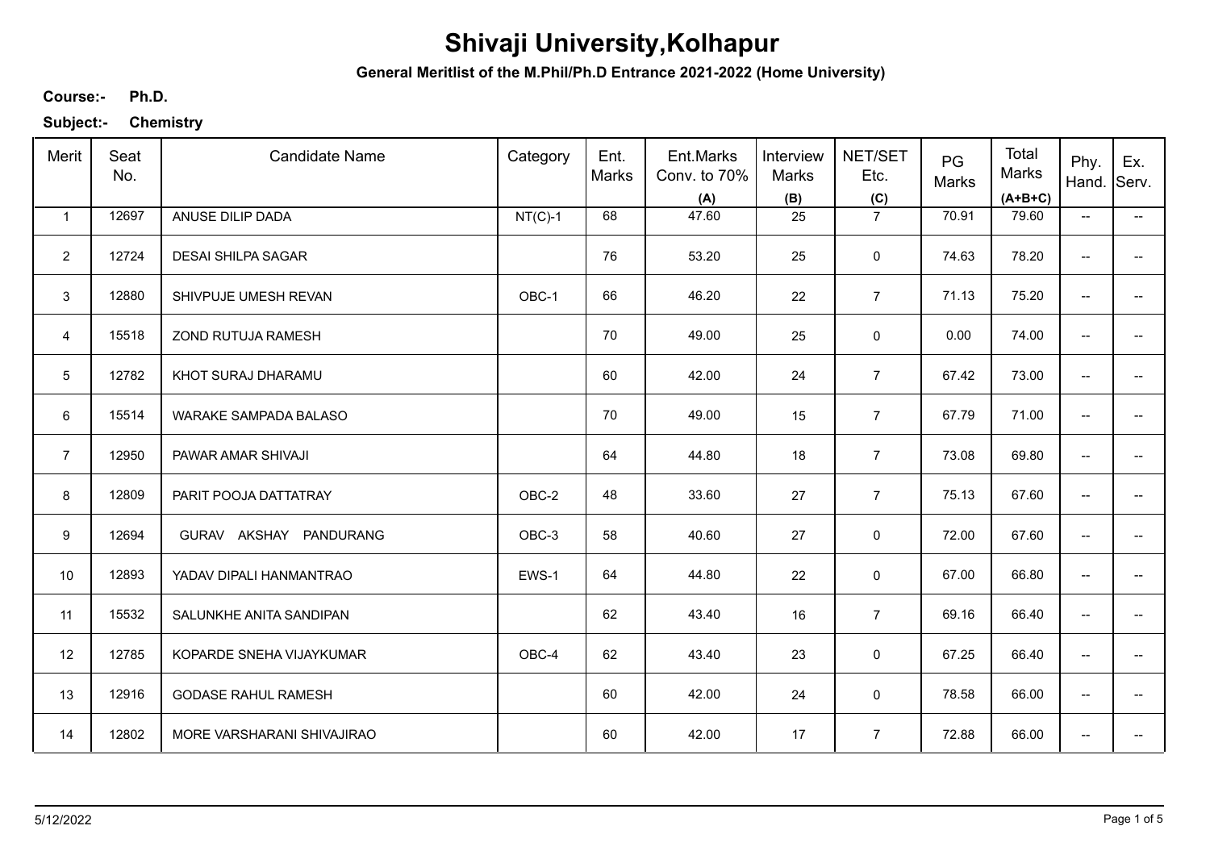# Shivaji University,Kolhapur

**General Meritlist of the M.Phil/Ph.D Entrance 2021-2022 (Home University)**

**Course:-** **Ph.D.**

**Subject:-** **Chemistry**

| Merit | Seat No. | Candidate Name | Category | Ent. Marks | Ent.Marks Conv. to 70% (A) | Interview Marks (B) | NET/SET Etc. (C) | PG Marks | Total Marks (A+B+C) | Phy. Hand. | Ex. Serv. |
|---|---|---|---|---|---|---|---|---|---|---|---|
| 1 | 12697 | ANUSE DILIP DADA | NT(C)-1 | 68 | 47.60 | 25 | 7 | 70.91 | 79.60 | -- | -- |
| 2 | 12724 | DESAI SHILPA SAGAR | | 76 | 53.20 | 25 | 0 | 74.63 | 78.20 | -- | -- |
| 3 | 12880 | SHIVPUJE UMESH REVAN | OBC-1 | 66 | 46.20 | 22 | 7 | 71.13 | 75.20 | -- | -- |
| 4 | 15518 | ZOND RUTUJA RAMESH | | 70 | 49.00 | 25 | 0 | 0.00 | 74.00 | -- | -- |
| 5 | 12782 | KHOT SURAJ DHARAMU | | 60 | 42.00 | 24 | 7 | 67.42 | 73.00 | -- | -- |
| 6 | 15514 | WARAKE SAMPADA BALASO | | 70 | 49.00 | 15 | 7 | 67.79 | 71.00 | -- | -- |
| 7 | 12950 | PAWAR AMAR SHIVAJI | | 64 | 44.80 | 18 | 7 | 73.08 | 69.80 | -- | -- |
| 8 | 12809 | PARIT POOJA DATTATRAY | OBC-2 | 48 | 33.60 | 27 | 7 | 75.13 | 67.60 | -- | -- |
| 9 | 12694 | GURAV AKSHAY PANDURANG | OBC-3 | 58 | 40.60 | 27 | 0 | 72.00 | 67.60 | -- | -- |
| 10 | 12893 | YADAV DIPALI HANMANTRAO | EWS-1 | 64 | 44.80 | 22 | 0 | 67.00 | 66.80 | -- | -- |
| 11 | 15532 | SALUNKHE ANITA SANDIPAN | | 62 | 43.40 | 16 | 7 | 69.16 | 66.40 | -- | -- |
| 12 | 12785 | KOPARDE SNEHA VIJAYKUMAR | OBC-4 | 62 | 43.40 | 23 | 0 | 67.25 | 66.40 | -- | -- |
| 13 | 12916 | GODASE RAHUL RAMESH | | 60 | 42.00 | 24 | 0 | 78.58 | 66.00 | -- | -- |
| 14 | 12802 | MORE VARSHARANI SHIVAJIRAO | | 60 | 42.00 | 17 | 7 | 72.88 | 66.00 | -- | -- |

5/12/2022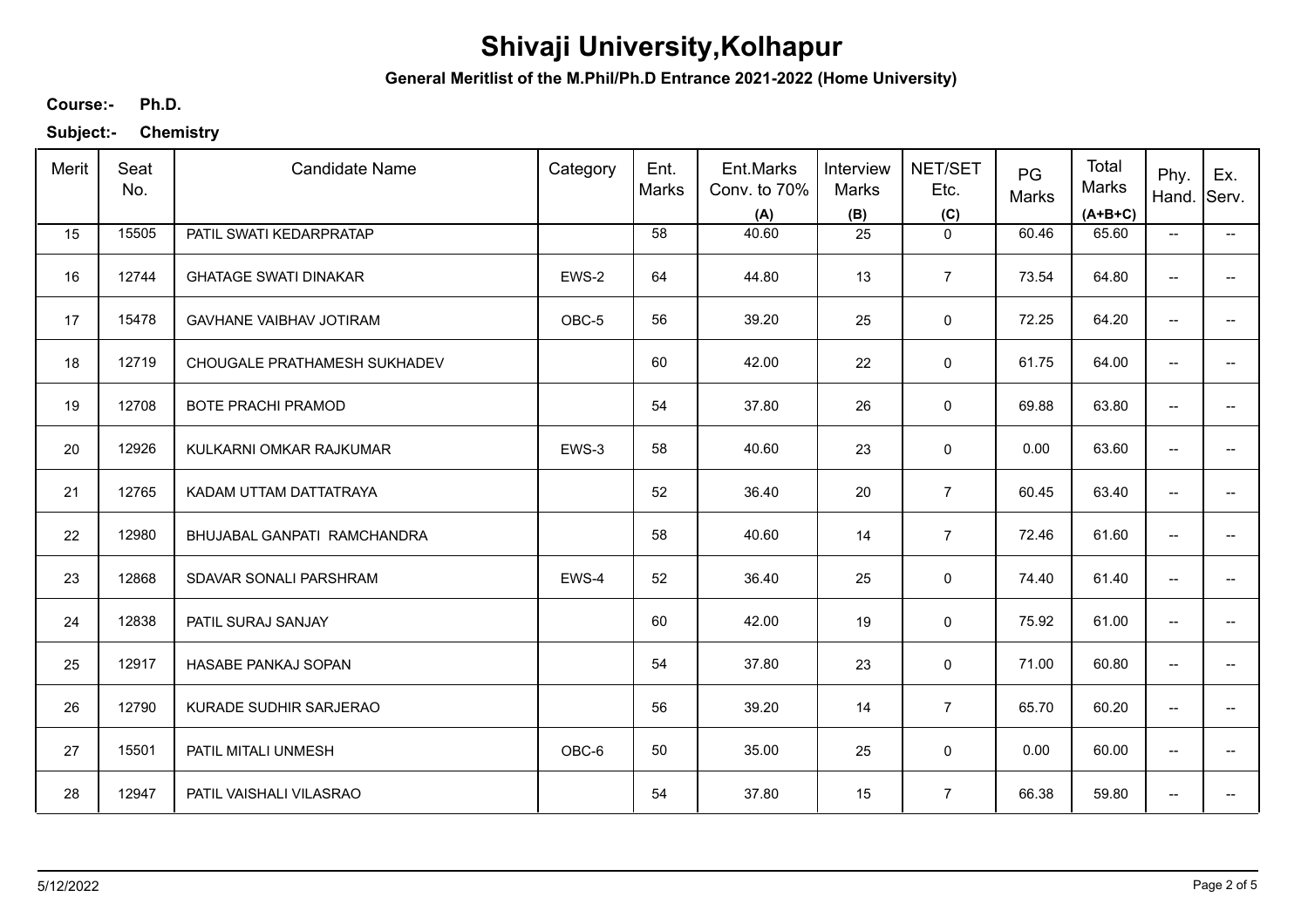# Shivaji University,Kolhapur

**General Meritlist of the M.Phil/Ph.D Entrance 2021-2022 (Home University)**

**Course:-** **Ph.D.**

**Subject:-** **Chemistry**

| Merit | Seat No. | Candidate Name | Category | Ent. Marks | Ent.Marks Conv. to 70% (A) | Interview Marks (B) | NET/SET Etc. (C) | PG Marks | Total Marks (A+B+C) | Phy. Hand. | Ex. Serv. |
|---|---|---|---|---|---|---|---|---|---|---|---|
| 15 | 15505 | PATIL SWATI KEDARPRATAP | | 58 | 40.60 | 25 | 0 | 60.46 | 65.60 | -- | -- |
| 16 | 12744 | GHATAGE SWATI DINAKAR | EWS-2 | 64 | 44.80 | 13 | 7 | 73.54 | 64.80 | -- | -- |
| 17 | 15478 | GAVHANE VAIBHAV JOTIRAM | OBC-5 | 56 | 39.20 | 25 | 0 | 72.25 | 64.20 | -- | -- |
| 18 | 12719 | CHOUGALE PRATHAMESH SUKHADEV | | 60 | 42.00 | 22 | 0 | 61.75 | 64.00 | -- | -- |
| 19 | 12708 | BOTE PRACHI PRAMOD | | 54 | 37.80 | 26 | 0 | 69.88 | 63.80 | -- | -- |
| 20 | 12926 | KULKARNI OMKAR RAJKUMAR | EWS-3 | 58 | 40.60 | 23 | 0 | 0.00 | 63.60 | -- | -- |
| 21 | 12765 | KADAM UTTAM DATTATRAYA | | 52 | 36.40 | 20 | 7 | 60.45 | 63.40 | -- | -- |
| 22 | 12980 | BHUJABAL GANPATI RAMCHANDRA | | 58 | 40.60 | 14 | 7 | 72.46 | 61.60 | -- | -- |
| 23 | 12868 | SDAVAR SONALI PARSHRAM | EWS-4 | 52 | 36.40 | 25 | 0 | 74.40 | 61.40 | -- | -- |
| 24 | 12838 | PATIL SURAJ SANJAY | | 60 | 42.00 | 19 | 0 | 75.92 | 61.00 | -- | -- |
| 25 | 12917 | HASABE PANKAJ SOPAN | | 54 | 37.80 | 23 | 0 | 71.00 | 60.80 | -- | -- |
| 26 | 12790 | KURADE SUDHIR SARJERAO | | 56 | 39.20 | 14 | 7 | 65.70 | 60.20 | -- | -- |
| 27 | 15501 | PATIL MITALI UNMESH | OBC-6 | 50 | 35.00 | 25 | 0 | 0.00 | 60.00 | -- | -- |
| 28 | 12947 | PATIL VAISHALI VILASRAO | | 54 | 37.80 | 15 | 7 | 66.38 | 59.80 | -- | -- |

5/12/2022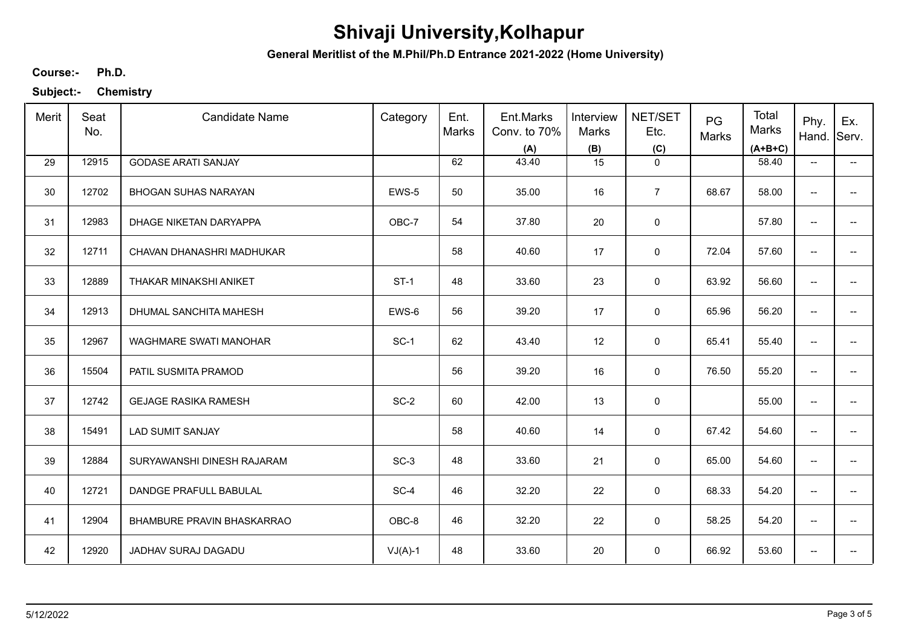# Shivaji University,Kolhapur

**General Meritlist of the M.Phil/Ph.D Entrance 2021-2022 (Home University)**

**Course:-** **Ph.D.**

**Subject:-** **Chemistry**

| Merit | Seat No. | Candidate Name | Category | Ent. Marks | Ent.Marks Conv. to 70% (A) | Interview Marks (B) | NET/SET Etc. (C) | PG Marks | Total Marks (A+B+C) | Phy. Hand. | Ex. Serv. |
|---|---|---|---|---|---|---|---|---|---|---|---|
| 29 | 12915 | GODASE ARATI SANJAY | | 62 | 43.40 | 15 | 0 | | 58.40 | -- | -- |
| 30 | 12702 | BHOGAN SUHAS NARAYAN | EWS-5 | 50 | 35.00 | 16 | 7 | 68.67 | 58.00 | -- | -- |
| 31 | 12983 | DHAGE NIKETAN DARYAPPA | OBC-7 | 54 | 37.80 | 20 | 0 | | 57.80 | -- | -- |
| 32 | 12711 | CHAVAN DHANASHRI MADHUKAR | | 58 | 40.60 | 17 | 0 | 72.04 | 57.60 | -- | -- |
| 33 | 12889 | THAKAR MINAKSHI ANIKET | ST-1 | 48 | 33.60 | 23 | 0 | 63.92 | 56.60 | -- | -- |
| 34 | 12913 | DHUMAL SANCHITA MAHESH | EWS-6 | 56 | 39.20 | 17 | 0 | 65.96 | 56.20 | -- | -- |
| 35 | 12967 | WAGHMARE SWATI MANOHAR | SC-1 | 62 | 43.40 | 12 | 0 | 65.41 | 55.40 | -- | -- |
| 36 | 15504 | PATIL SUSMITA PRAMOD | | 56 | 39.20 | 16 | 0 | 76.50 | 55.20 | -- | -- |
| 37 | 12742 | GEJAGE RASIKA RAMESH | SC-2 | 60 | 42.00 | 13 | 0 | | 55.00 | -- | -- |
| 38 | 15491 | LAD SUMIT SANJAY | | 58 | 40.60 | 14 | 0 | 67.42 | 54.60 | -- | -- |
| 39 | 12884 | SURYAWANSHI DINESH RAJARAM | SC-3 | 48 | 33.60 | 21 | 0 | 65.00 | 54.60 | -- | -- |
| 40 | 12721 | DANDGE PRAFULL BABULAL | SC-4 | 46 | 32.20 | 22 | 0 | 68.33 | 54.20 | -- | -- |
| 41 | 12904 | BHAMBURE PRAVIN BHASKARRAO | OBC-8 | 46 | 32.20 | 22 | 0 | 58.25 | 54.20 | -- | -- |
| 42 | 12920 | JADHAV SURAJ DAGADU | VJ(A)-1 | 48 | 33.60 | 20 | 0 | 66.92 | 53.60 | -- | -- |

5/12/2022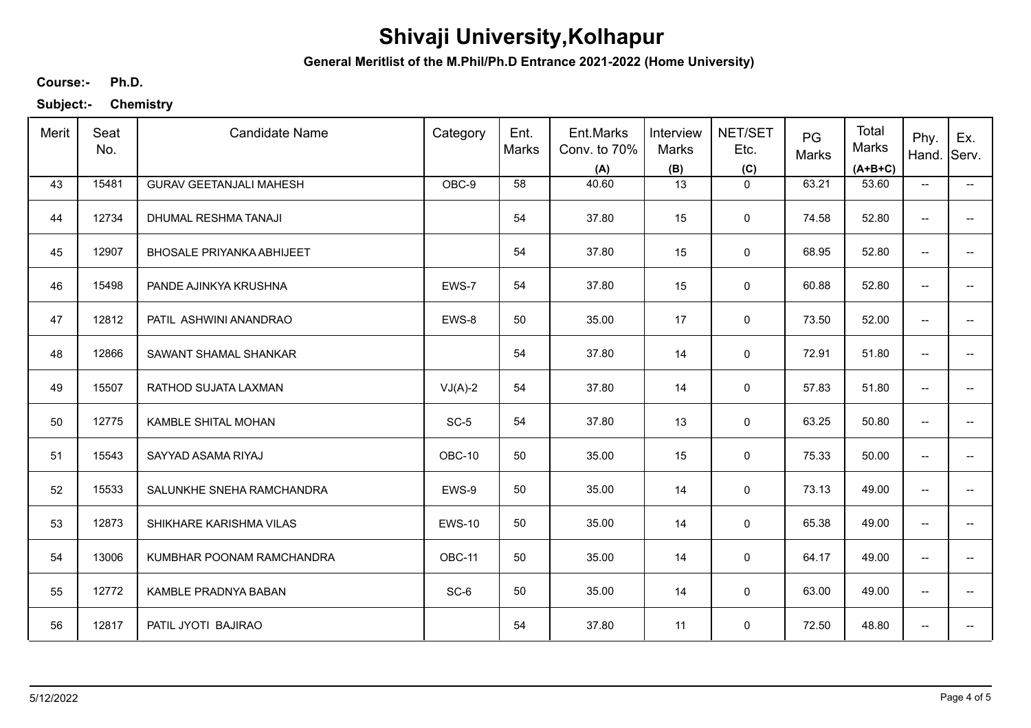# Shivaji University,Kolhapur

**General Meritlist of the M.Phil/Ph.D Entrance 2021-2022 (Home University)**

**Course:-** **Ph.D.**

**Subject:-** **Chemistry**

| Merit | Seat No. | Candidate Name | Category | Ent. Marks | Ent.Marks Conv. to 70% (A) | Interview Marks (B) | NET/SET Etc. (C) | PG Marks | Total Marks (A+B+C) | Phy. Hand. | Ex. Serv. |
|---|---|---|---|---|---|---|---|---|---|---|---|
| 43 | 15481 | GURAV GEETANJALI MAHESH | OBC-9 | 58 | 40.60 | 13 | 0 | 63.21 | 53.60 | -- | -- |
| 44 | 12734 | DHUMAL RESHMA TANAJI | | 54 | 37.80 | 15 | 0 | 74.58 | 52.80 | -- | -- |
| 45 | 12907 | BHOSALE PRIYANKA ABHIJEET | | 54 | 37.80 | 15 | 0 | 68.95 | 52.80 | -- | -- |
| 46 | 15498 | PANDE AJINKYA KRUSHNA | EWS-7 | 54 | 37.80 | 15 | 0 | 60.88 | 52.80 | -- | -- |
| 47 | 12812 | PATIL ASHWINI ANANDRAO | EWS-8 | 50 | 35.00 | 17 | 0 | 73.50 | 52.00 | -- | -- |
| 48 | 12866 | SAWANT SHAMAL SHANKAR | | 54 | 37.80 | 14 | 0 | 72.91 | 51.80 | -- | -- |
| 49 | 15507 | RATHOD SUJATA LAXMAN | VJ(A)-2 | 54 | 37.80 | 14 | 0 | 57.83 | 51.80 | -- | -- |
| 50 | 12775 | KAMBLE SHITAL MOHAN | SC-5 | 54 | 37.80 | 13 | 0 | 63.25 | 50.80 | -- | -- |
| 51 | 15543 | SAYYAD ASAMA RIYAJ | OBC-10 | 50 | 35.00 | 15 | 0 | 75.33 | 50.00 | -- | -- |
| 52 | 15533 | SALUNKHE SNEHA RAMCHANDRA | EWS-9 | 50 | 35.00 | 14 | 0 | 73.13 | 49.00 | -- | -- |
| 53 | 12873 | SHIKHARE KARISHMA VILAS | EWS-10 | 50 | 35.00 | 14 | 0 | 65.38 | 49.00 | -- | -- |
| 54 | 13006 | KUMBHAR POONAM RAMCHANDRA | OBC-11 | 50 | 35.00 | 14 | 0 | 64.17 | 49.00 | -- | -- |
| 55 | 12772 | KAMBLE PRADNYA BABAN | SC-6 | 50 | 35.00 | 14 | 0 | 63.00 | 49.00 | -- | -- |
| 56 | 12817 | PATIL JYOTI BAJIRAO | | 54 | 37.80 | 11 | 0 | 72.50 | 48.80 | -- | -- |

5/12/2022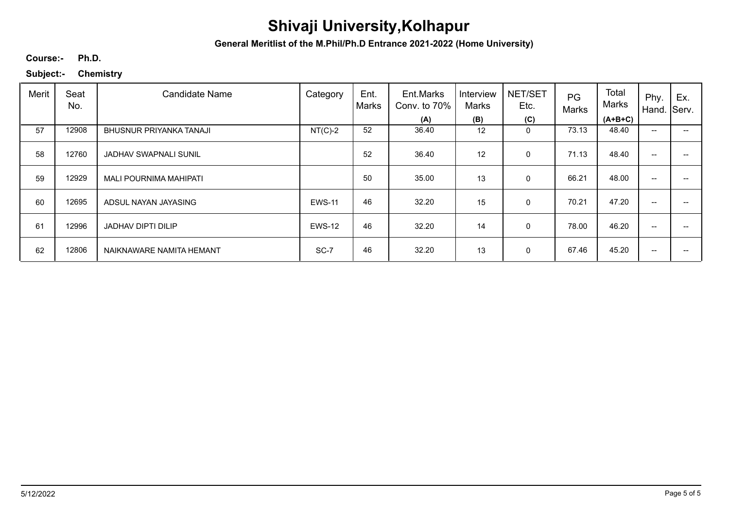# Shivaji University,Kolhapur

**General Meritlist of the M.Phil/Ph.D Entrance 2021-2022 (Home University)**

**Course:-** **Ph.D.**

**Subject:-** **Chemistry**

| Merit | Seat No. | Candidate Name | Category | Ent. Marks | Ent.Marks Conv. to 70% (A) | Interview Marks (B) | NET/SET Etc. (C) | PG Marks | Total Marks (A+B+C) | Phy. Hand. | Ex. Serv. |
|---|---|---|---|---|---|---|---|---|---|---|---|
| 57 | 12908 | BHUSNUR PRIYANKA TANAJI | NT(C)-2 | 52 | 36.40 | 12 | 0 | 73.13 | 48.40 | -- | -- |
| 58 | 12760 | JADHAV SWAPNALI SUNIL | | 52 | 36.40 | 12 | 0 | 71.13 | 48.40 | -- | -- |
| 59 | 12929 | MALI POURNIMA MAHIPATI | | 50 | 35.00 | 13 | 0 | 66.21 | 48.00 | -- | -- |
| 60 | 12695 | ADSUL NAYAN JAYASING | EWS-11 | 46 | 32.20 | 15 | 0 | 70.21 | 47.20 | -- | -- |
| 61 | 12996 | JADHAV DIPTI DILIP | EWS-12 | 46 | 32.20 | 14 | 0 | 78.00 | 46.20 | -- | -- |
| 62 | 12806 | NAIKNAWARE NAMITA HEMANT | SC-7 | 46 | 32.20 | 13 | 0 | 67.46 | 45.20 | -- | -- |

5/12/2022